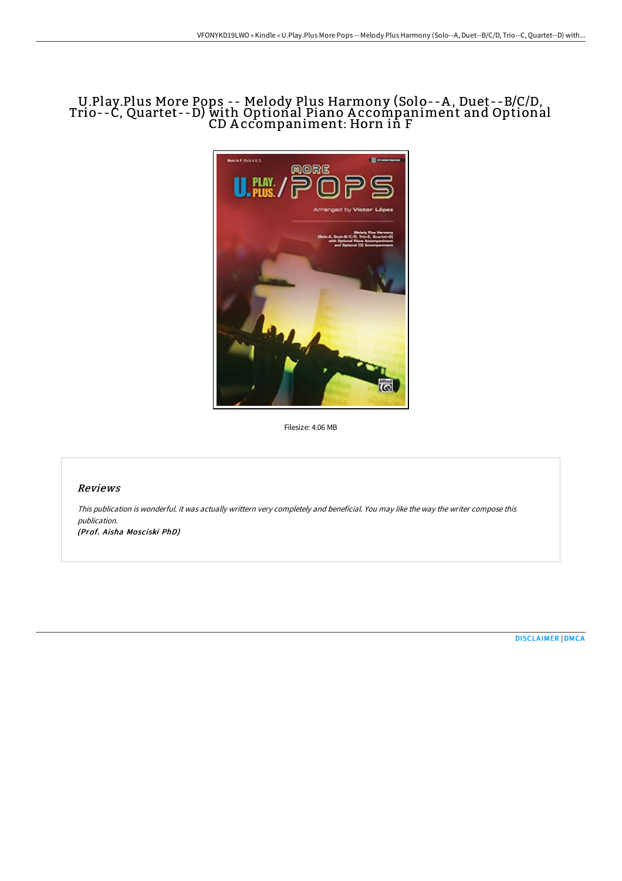# U.Play.Plus More Pops -- Melody Plus Harmony (Solo--A, Duet--B/C/D, Trio--C, Quartet--D) with Optional Piano Accompaniment and Optional CD Accompaniment: Horn in F

Filesize: 4.06 MB

## *Reviews*

*This publication is wonderful. it was actually writtern very completely and beneficial. You may like the way the writer compose this publication.*

***(Prof. Aisha Mosciski PhD)***

DISCLAIMER | DMCA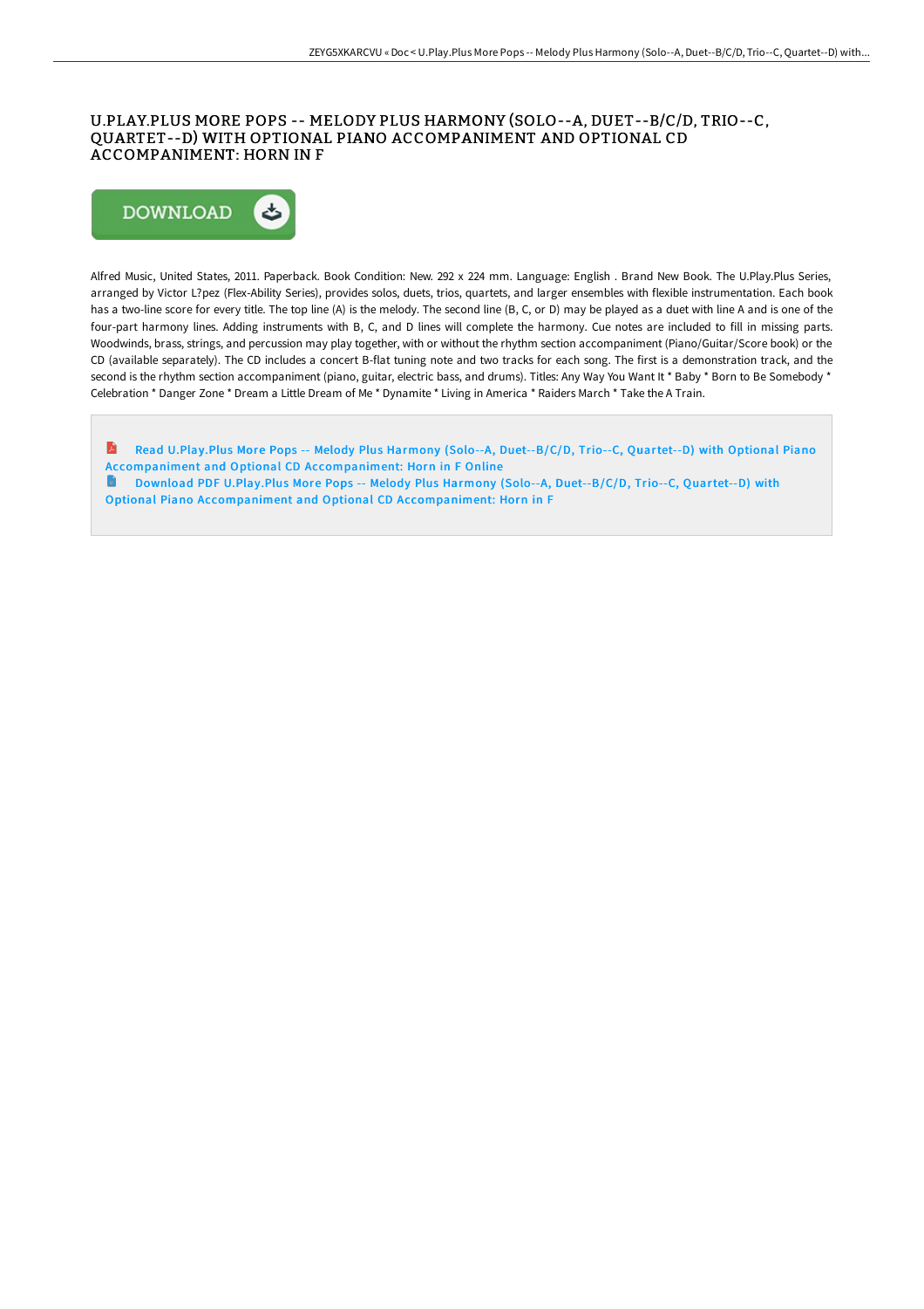# U.PLAY.PLUS MORE POPS -- MELODY PLUS HARMONY (SOLO--A, DUET--B/C/D, TRIO--C, QUARTET--D) WITH OPTIONAL PIANO ACCOMPANIMENT AND OPTIONAL CD ACCOMPANIMENT: HORN IN F

DOWNLOAD

Alfred Music, United States, 2011. Paperback. Book Condition: New. 292 x 224 mm. Language: English . Brand New Book. The U.Play.Plus Series, arranged by Victor L?pez (Flex-Ability Series), provides solos, duets, trios, quartets, and larger ensembles with flexible instrumentation. Each book has a two-line score for every title. The top line (A) is the melody. The second line (B, C, or D) may be played as a duet with line A and is one of the four-part harmony lines. Adding instruments with B, C, and D lines will complete the harmony. Cue notes are included to fill in missing parts. Woodwinds, brass, strings, and percussion may play together, with or without the rhythm section accompaniment (Piano/Guitar/Score book) or the CD (available separately). The CD includes a concert B-flat tuning note and two tracks for each song. The first is a demonstration track, and the second is the rhythm section accompaniment (piano, guitar, electric bass, and drums). Titles: Any Way You Want It * Baby * Born to Be Somebody * Celebration * Danger Zone * Dream a Little Dream of Me * Dynamite * Living in America * Raiders March * Take the A Train.

Read U.Play.Plus More Pops -- Melody Plus Harmony (Solo--A, Duet--B/C/D, Trio--C, Quartet--D) with Optional Piano Accompaniment and Optional CD Accompaniment: Horn in F Online

Download PDF U.Play.Plus More Pops -- Melody Plus Harmony (Solo--A, Duet--B/C/D, Trio--C, Quartet--D) with Optional Piano Accompaniment and Optional CD Accompaniment: Horn in F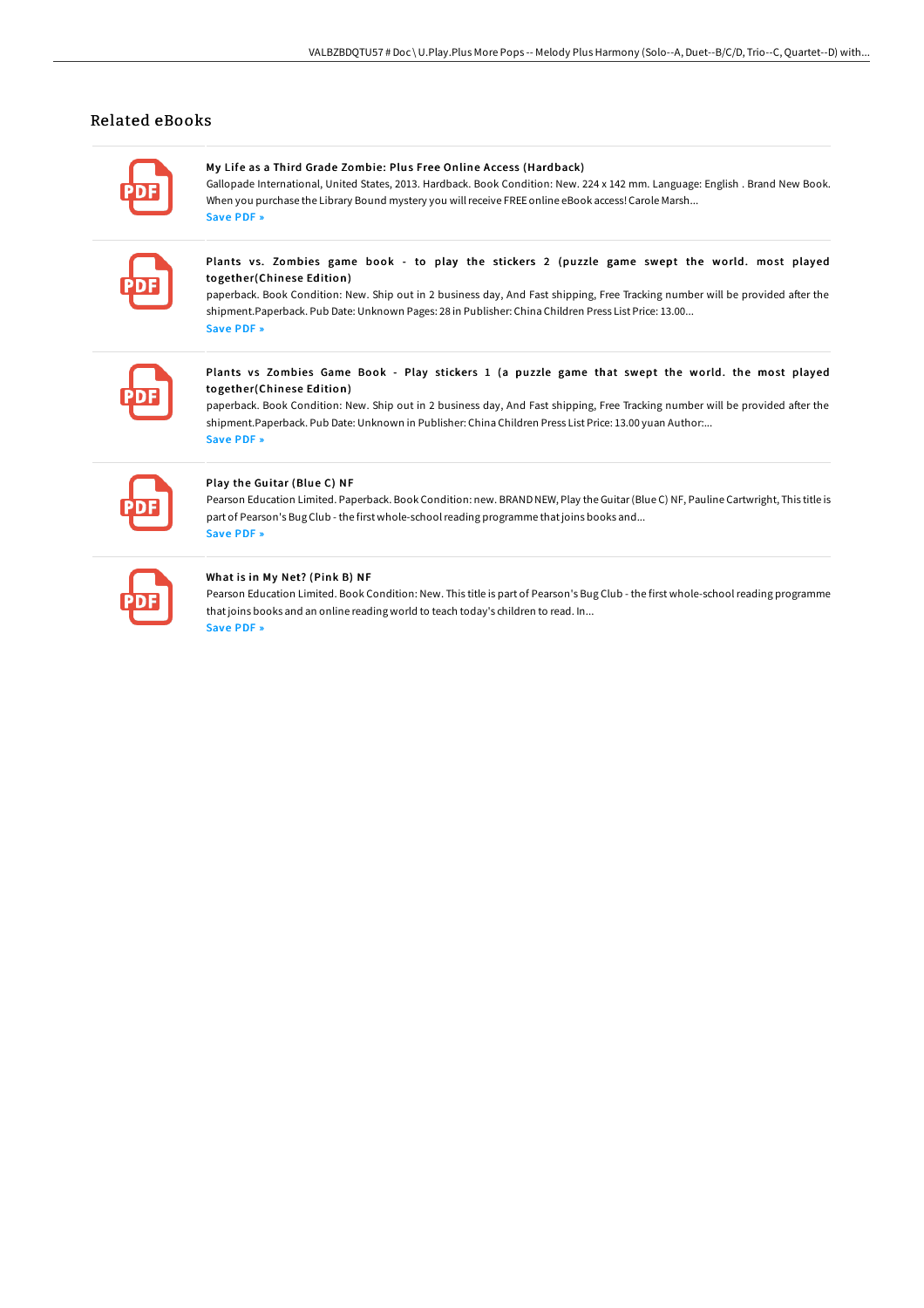## Related eBooks

### My Life as a Third Grade Zombie: Plus Free Online Access (Hardback)

Gallopade International, United States, 2013. Hardback. Book Condition: New. 224 x 142 mm. Language: English . Brand New Book. When you purchase the Library Bound mystery you will receive FREE online eBook access! Carole Marsh...

Save PDF »

### Plants vs. Zombies game book - to play the stickers 2 (puzzle game swept the world. most played together(Chinese Edition)

paperback. Book Condition: New. Ship out in 2 business day, And Fast shipping, Free Tracking number will be provided after the shipment.Paperback. Pub Date: Unknown Pages: 28 in Publisher: China Children Press List Price: 13.00...

Save PDF »

### Plants vs Zombies Game Book - Play stickers 1 (a puzzle game that swept the world. the most played together(Chinese Edition)

paperback. Book Condition: New. Ship out in 2 business day, And Fast shipping, Free Tracking number will be provided after the shipment.Paperback. Pub Date: Unknown in Publisher: China Children Press List Price: 13.00 yuan Author:...

Save PDF »

### Play the Guitar (Blue C) NF

Pearson Education Limited. Paperback. Book Condition: new. BRAND NEW, Play the Guitar (Blue C) NF, Pauline Cartwright, This title is part of Pearson's Bug Club - the first whole-school reading programme that joins books and...

Save PDF »

### What is in My Net? (Pink B) NF

Pearson Education Limited. Book Condition: New. This title is part of Pearson's Bug Club - the first whole-school reading programme that joins books and an online reading world to teach today's children to read. In...

Save PDF »